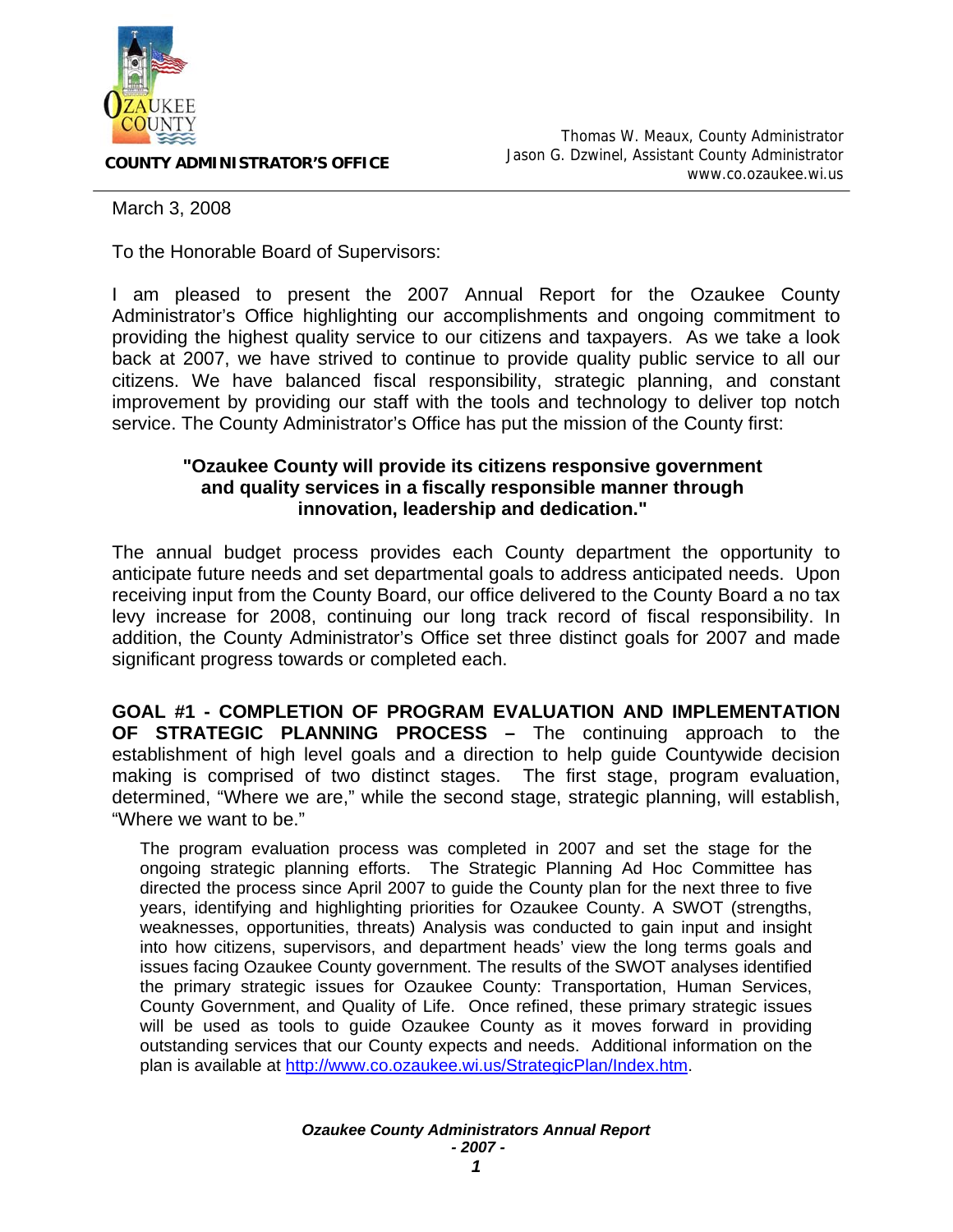**COUNTY ADMINISTRATOR'S OFFICE**

Thomas W. Meaux, County Administrator
Jason G. Dzwinel, Assistant County Administrator
www.co.ozaukee.wi.us

March 3, 2008

To the Honorable Board of Supervisors:

I am pleased to present the 2007 Annual Report for the Ozaukee County Administrator's Office highlighting our accomplishments and ongoing commitment to providing the highest quality service to our citizens and taxpayers. As we take a look back at 2007, we have strived to continue to provide quality public service to all our citizens. We have balanced fiscal responsibility, strategic planning, and constant improvement by providing our staff with the tools and technology to deliver top notch service. The County Administrator's Office has put the mission of the County first:

**"Ozaukee County will provide its citizens responsive government and quality services in a fiscally responsible manner through innovation, leadership and dedication."**

The annual budget process provides each County department the opportunity to anticipate future needs and set departmental goals to address anticipated needs. Upon receiving input from the County Board, our office delivered to the County Board a no tax levy increase for 2008, continuing our long track record of fiscal responsibility. In addition, the County Administrator's Office set three distinct goals for 2007 and made significant progress towards or completed each.

**GOAL #1 - COMPLETION OF PROGRAM EVALUATION AND IMPLEMENTATION OF STRATEGIC PLANNING PROCESS –** The continuing approach to the establishment of high level goals and a direction to help guide Countywide decision making is comprised of two distinct stages. The first stage, program evaluation, determined, "Where we are," while the second stage, strategic planning, will establish, "Where we want to be."

The program evaluation process was completed in 2007 and set the stage for the ongoing strategic planning efforts. The Strategic Planning Ad Hoc Committee has directed the process since April 2007 to guide the County plan for the next three to five years, identifying and highlighting priorities for Ozaukee County. A SWOT (strengths, weaknesses, opportunities, threats) Analysis was conducted to gain input and insight into how citizens, supervisors, and department heads' view the long terms goals and issues facing Ozaukee County government. The results of the SWOT analyses identified the primary strategic issues for Ozaukee County: Transportation, Human Services, County Government, and Quality of Life. Once refined, these primary strategic issues will be used as tools to guide Ozaukee County as it moves forward in providing outstanding services that our County expects and needs. Additional information on the plan is available at http://www.co.ozaukee.wi.us/StrategicPlan/Index.htm.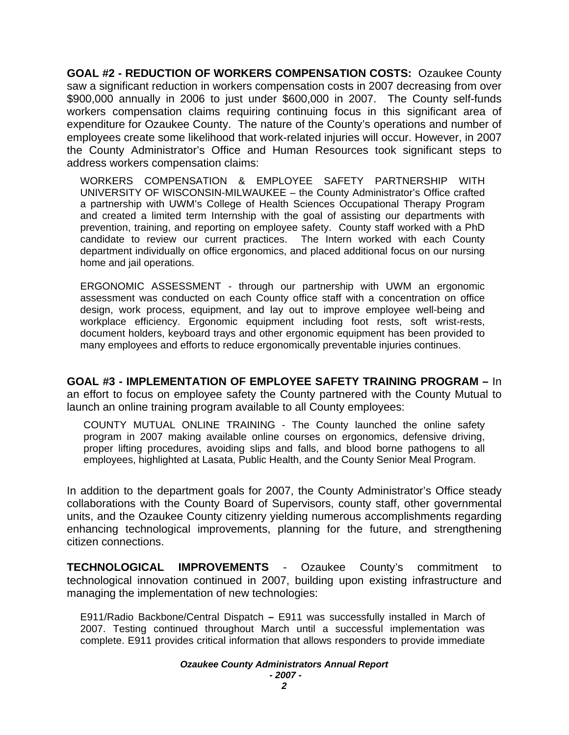**GOAL #2 - REDUCTION OF WORKERS COMPENSATION COSTS:** Ozaukee County saw a significant reduction in workers compensation costs in 2007 decreasing from over $900,000 annually in 2006 to just under $600,000 in 2007. The County self-funds workers compensation claims requiring continuing focus in this significant area of expenditure for Ozaukee County. The nature of the County's operations and number of employees create some likelihood that work-related injuries will occur. However, in 2007 the County Administrator's Office and Human Resources took significant steps to address workers compensation claims:

WORKERS COMPENSATION & EMPLOYEE SAFETY PARTNERSHIP WITH UNIVERSITY OF WISCONSIN-MILWAUKEE – the County Administrator's Office crafted a partnership with UWM's College of Health Sciences Occupational Therapy Program and created a limited term Internship with the goal of assisting our departments with prevention, training, and reporting on employee safety. County staff worked with a PhD candidate to review our current practices. The Intern worked with each County department individually on office ergonomics, and placed additional focus on our nursing home and jail operations.

ERGONOMIC ASSESSMENT - through our partnership with UWM an ergonomic assessment was conducted on each County office staff with a concentration on office design, work process, equipment, and lay out to improve employee well-being and workplace efficiency. Ergonomic equipment including foot rests, soft wrist-rests, document holders, keyboard trays and other ergonomic equipment has been provided to many employees and efforts to reduce ergonomically preventable injuries continues.

**GOAL #3 - IMPLEMENTATION OF EMPLOYEE SAFETY TRAINING PROGRAM –** In an effort to focus on employee safety the County partnered with the County Mutual to launch an online training program available to all County employees:

COUNTY MUTUAL ONLINE TRAINING - The County launched the online safety program in 2007 making available online courses on ergonomics, defensive driving, proper lifting procedures, avoiding slips and falls, and blood borne pathogens to all employees, highlighted at Lasata, Public Health, and the County Senior Meal Program.

In addition to the department goals for 2007, the County Administrator's Office steady collaborations with the County Board of Supervisors, county staff, other governmental units, and the Ozaukee County citizenry yielding numerous accomplishments regarding enhancing technological improvements, planning for the future, and strengthening citizen connections.

**TECHNOLOGICAL IMPROVEMENTS** - Ozaukee County's commitment to technological innovation continued in 2007, building upon existing infrastructure and managing the implementation of new technologies:

E911/Radio Backbone/Central Dispatch **–** E911 was successfully installed in March of 2007. Testing continued throughout March until a successful implementation was complete. E911 provides critical information that allows responders to provide immediate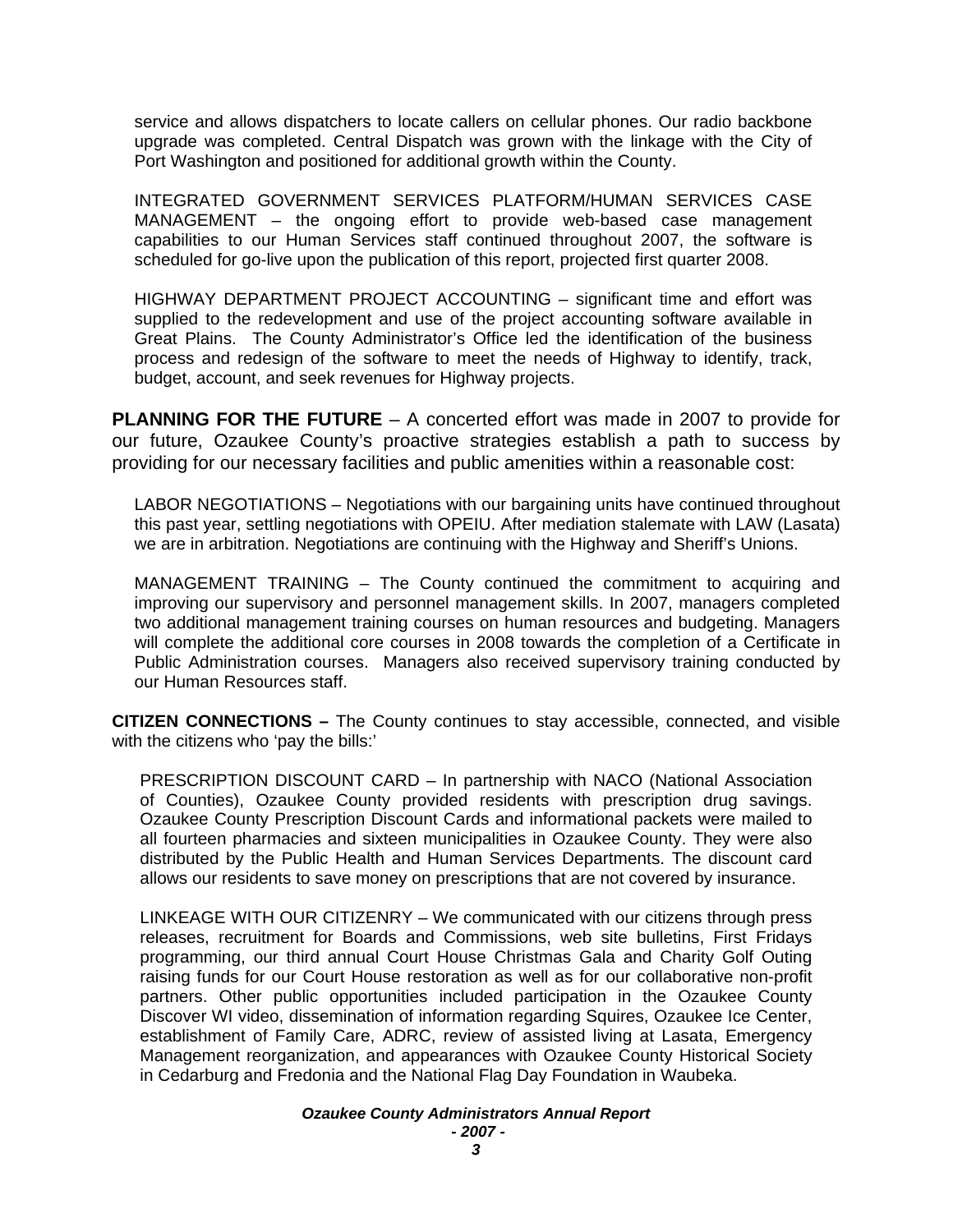service and allows dispatchers to locate callers on cellular phones. Our radio backbone upgrade was completed. Central Dispatch was grown with the linkage with the City of Port Washington and positioned for additional growth within the County.

INTEGRATED GOVERNMENT SERVICES PLATFORM/HUMAN SERVICES CASE MANAGEMENT – the ongoing effort to provide web-based case management capabilities to our Human Services staff continued throughout 2007, the software is scheduled for go-live upon the publication of this report, projected first quarter 2008.

HIGHWAY DEPARTMENT PROJECT ACCOUNTING – significant time and effort was supplied to the redevelopment and use of the project accounting software available in Great Plains. The County Administrator's Office led the identification of the business process and redesign of the software to meet the needs of Highway to identify, track, budget, account, and seek revenues for Highway projects.

**PLANNING FOR THE FUTURE** – A concerted effort was made in 2007 to provide for our future, Ozaukee County's proactive strategies establish a path to success by providing for our necessary facilities and public amenities within a reasonable cost:

LABOR NEGOTIATIONS – Negotiations with our bargaining units have continued throughout this past year, settling negotiations with OPEIU. After mediation stalemate with LAW (Lasata) we are in arbitration. Negotiations are continuing with the Highway and Sheriff's Unions.

MANAGEMENT TRAINING – The County continued the commitment to acquiring and improving our supervisory and personnel management skills. In 2007, managers completed two additional management training courses on human resources and budgeting. Managers will complete the additional core courses in 2008 towards the completion of a Certificate in Public Administration courses. Managers also received supervisory training conducted by our Human Resources staff.

**CITIZEN CONNECTIONS –** The County continues to stay accessible, connected, and visible with the citizens who 'pay the bills:'

PRESCRIPTION DISCOUNT CARD – In partnership with NACO (National Association of Counties), Ozaukee County provided residents with prescription drug savings. Ozaukee County Prescription Discount Cards and informational packets were mailed to all fourteen pharmacies and sixteen municipalities in Ozaukee County. They were also distributed by the Public Health and Human Services Departments. The discount card allows our residents to save money on prescriptions that are not covered by insurance.

LINKEAGE WITH OUR CITIZENRY – We communicated with our citizens through press releases, recruitment for Boards and Commissions, web site bulletins, First Fridays programming, our third annual Court House Christmas Gala and Charity Golf Outing raising funds for our Court House restoration as well as for our collaborative non-profit partners. Other public opportunities included participation in the Ozaukee County Discover WI video, dissemination of information regarding Squires, Ozaukee Ice Center, establishment of Family Care, ADRC, review of assisted living at Lasata, Emergency Management reorganization, and appearances with Ozaukee County Historical Society in Cedarburg and Fredonia and the National Flag Day Foundation in Waubeka.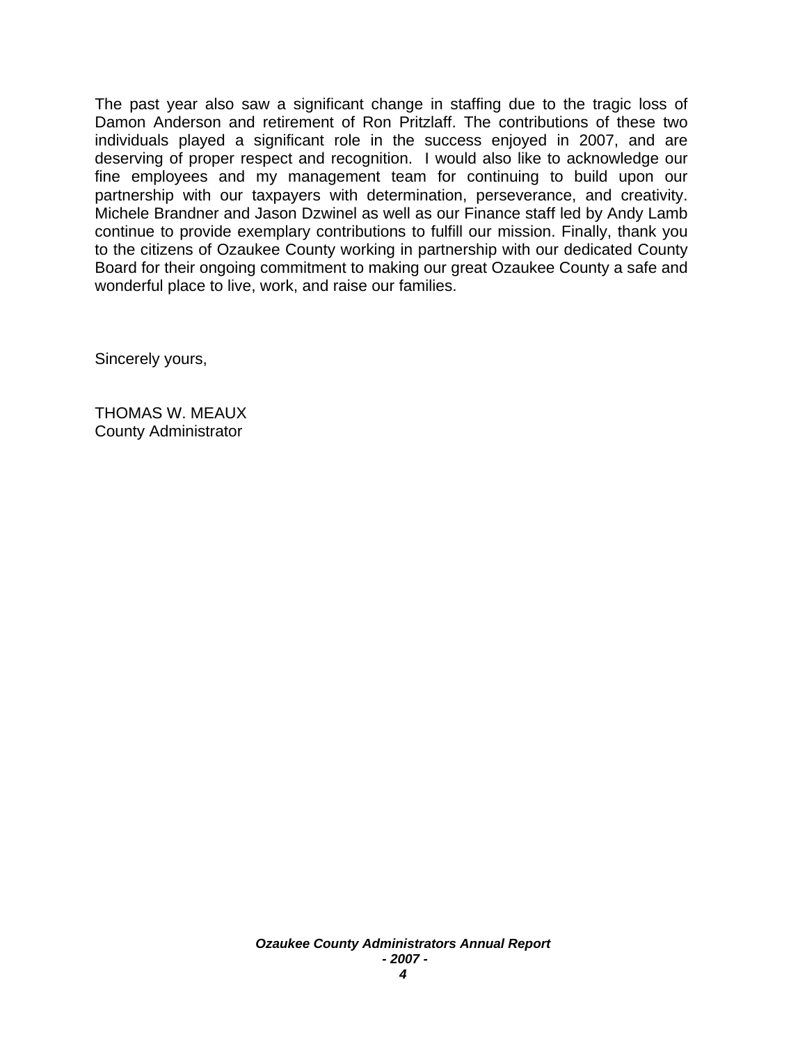The past year also saw a significant change in staffing due to the tragic loss of Damon Anderson and retirement of Ron Pritzlaff. The contributions of these two individuals played a significant role in the success enjoyed in 2007, and are deserving of proper respect and recognition. I would also like to acknowledge our fine employees and my management team for continuing to build upon our partnership with our taxpayers with determination, perseverance, and creativity. Michele Brandner and Jason Dzwinel as well as our Finance staff led by Andy Lamb continue to provide exemplary contributions to fulfill our mission. Finally, thank you to the citizens of Ozaukee County working in partnership with our dedicated County Board for their ongoing commitment to making our great Ozaukee County a safe and wonderful place to live, work, and raise our families.

Sincerely yours,

THOMAS W. MEAUX
County Administrator